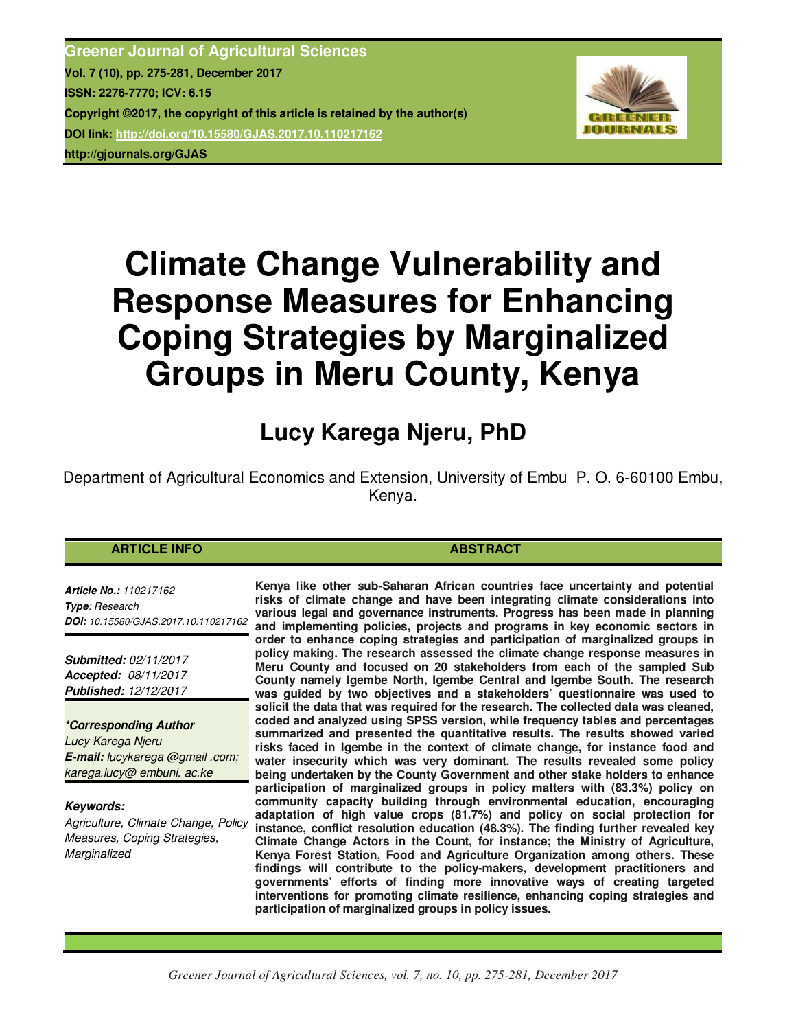**Greener Journal of Agricultural Sciences**
**Vol. 7 (10), pp. 275-281, December 2017**
**ISSN: 2276-7770; ICV: 6.15**
**Copyright ©2017, the copyright of this article is retained by the author(s)**
**DOI link: http://doi.org/10.15580/GJAS.2017.10.110217162**
**http://gjournals.org/GJAS**

# Climate Change Vulnerability and Response Measures for Enhancing Coping Strategies by Marginalized Groups in Meru County, Kenya

## Lucy Karega Njeru, PhD

Department of Agricultural Economics and Extension, University of Embu P. O. 6-60100 Embu, Kenya.

### ARTICLE INFO

***Article No.:*** *110217162*
***Type****: Research*
***DOI:*** *10.15580/GJAS.2017.10.110217162*

***Submitted:*** *02/11/2017*
***Accepted:*** *08/11/2017*
***Published:*** *12/12/2017*

***\*Corresponding Author***
*Lucy Karega Njeru*
***E-mail:*** *lucykarega @gmail .com; karega.lucy@ embuni. ac.ke*

***Keywords:***
*Agriculture, Climate Change, Policy Measures, Coping Strategies, Marginalized*

### ABSTRACT

**Kenya like other sub-Saharan African countries face uncertainty and potential risks of climate change and have been integrating climate considerations into various legal and governance instruments. Progress has been made in planning and implementing policies, projects and programs in key economic sectors in order to enhance coping strategies and participation of marginalized groups in policy making. The research assessed the climate change response measures in Meru County and focused on 20 stakeholders from each of the sampled Sub County namely Igembe North, Igembe Central and Igembe South. The research was guided by two objectives and a stakeholders' questionnaire was used to solicit the data that was required for the research. The collected data was cleaned, coded and analyzed using SPSS version, while frequency tables and percentages summarized and presented the quantitative results. The results showed varied risks faced in Igembe in the context of climate change, for instance food and water insecurity which was very dominant. The results revealed some policy being undertaken by the County Government and other stake holders to enhance participation of marginalized groups in policy matters with (83.3%) policy on community capacity building through environmental education, encouraging adaptation of high value crops (81.7%) and policy on social protection for instance, conflict resolution education (48.3%). The finding further revealed key Climate Change Actors in the Count, for instance; the Ministry of Agriculture, Kenya Forest Station, Food and Agriculture Organization among others. These findings will contribute to the policy-makers, development practitioners and governments' efforts of finding more innovative ways of creating targeted interventions for promoting climate resilience, enhancing coping strategies and participation of marginalized groups in policy issues.**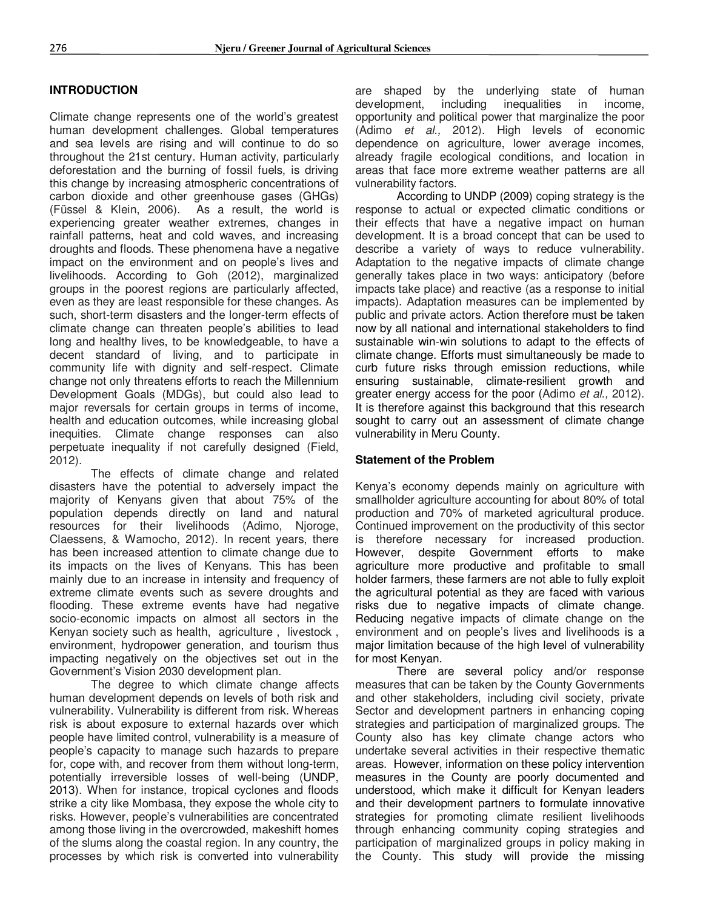## INTRODUCTION

Climate change represents one of the world's greatest human development challenges. Global temperatures and sea levels are rising and will continue to do so throughout the 21st century. Human activity, particularly deforestation and the burning of fossil fuels, is driving this change by increasing atmospheric concentrations of carbon dioxide and other greenhouse gases (GHGs) (Füssel & Klein, 2006). As a result, the world is experiencing greater weather extremes, changes in rainfall patterns, heat and cold waves, and increasing droughts and floods. These phenomena have a negative impact on the environment and on people's lives and livelihoods. According to Goh (2012), marginalized groups in the poorest regions are particularly affected, even as they are least responsible for these changes. As such, short-term disasters and the longer-term effects of climate change can threaten people's abilities to lead long and healthy lives, to be knowledgeable, to have a decent standard of living, and to participate in community life with dignity and self-respect. Climate change not only threatens efforts to reach the Millennium Development Goals (MDGs), but could also lead to major reversals for certain groups in terms of income, health and education outcomes, while increasing global inequities. Climate change responses can also perpetuate inequality if not carefully designed (Field, 2012).

The effects of climate change and related disasters have the potential to adversely impact the majority of Kenyans given that about 75% of the population depends directly on land and natural resources for their livelihoods (Adimo, Njoroge, Claessens, & Wamocho, 2012). In recent years, there has been increased attention to climate change due to its impacts on the lives of Kenyans. This has been mainly due to an increase in intensity and frequency of extreme climate events such as severe droughts and flooding. These extreme events have had negative socio-economic impacts on almost all sectors in the Kenyan society such as health, agriculture , livestock , environment, hydropower generation, and tourism thus impacting negatively on the objectives set out in the Government's Vision 2030 development plan.

The degree to which climate change affects human development depends on levels of both risk and vulnerability. Vulnerability is different from risk. Whereas risk is about exposure to external hazards over which people have limited control, vulnerability is a measure of people's capacity to manage such hazards to prepare for, cope with, and recover from them without long-term, potentially irreversible losses of well-being (UNDP, 2013). When for instance, tropical cyclones and floods strike a city like Mombasa, they expose the whole city to risks. However, people's vulnerabilities are concentrated among those living in the overcrowded, makeshift homes of the slums along the coastal region. In any country, the processes by which risk is converted into vulnerability are shaped by the underlying state of human development, including inequalities in income, opportunity and political power that marginalize the poor (Adimo *et al.,* 2012). High levels of economic dependence on agriculture, lower average incomes, already fragile ecological conditions, and location in areas that face more extreme weather patterns are all vulnerability factors.

According to UNDP (2009) coping strategy is the response to actual or expected climatic conditions or their effects that have a negative impact on human development. It is a broad concept that can be used to describe a variety of ways to reduce vulnerability. Adaptation to the negative impacts of climate change generally takes place in two ways: anticipatory (before impacts take place) and reactive (as a response to initial impacts). Adaptation measures can be implemented by public and private actors. Action therefore must be taken now by all national and international stakeholders to find sustainable win-win solutions to adapt to the effects of climate change. Efforts must simultaneously be made to curb future risks through emission reductions, while ensuring sustainable, climate-resilient growth and greater energy access for the poor (Adimo *et al.,* 2012). It is therefore against this background that this research sought to carry out an assessment of climate change vulnerability in Meru County.

### Statement of the Problem

Kenya's economy depends mainly on agriculture with smallholder agriculture accounting for about 80% of total production and 70% of marketed agricultural produce. Continued improvement on the productivity of this sector is therefore necessary for increased production. However, despite Government efforts to make agriculture more productive and profitable to small holder farmers, these farmers are not able to fully exploit the agricultural potential as they are faced with various risks due to negative impacts of climate change. Reducing negative impacts of climate change on the environment and on people's lives and livelihoods is a major limitation because of the high level of vulnerability for most Kenyan.

There are several policy and/or response measures that can be taken by the County Governments and other stakeholders, including civil society, private Sector and development partners in enhancing coping strategies and participation of marginalized groups. The County also has key climate change actors who undertake several activities in their respective thematic areas. However, information on these policy intervention measures in the County are poorly documented and understood, which make it difficult for Kenyan leaders and their development partners to formulate innovative strategies for promoting climate resilient livelihoods through enhancing community coping strategies and participation of marginalized groups in policy making in the County. This study will provide the missing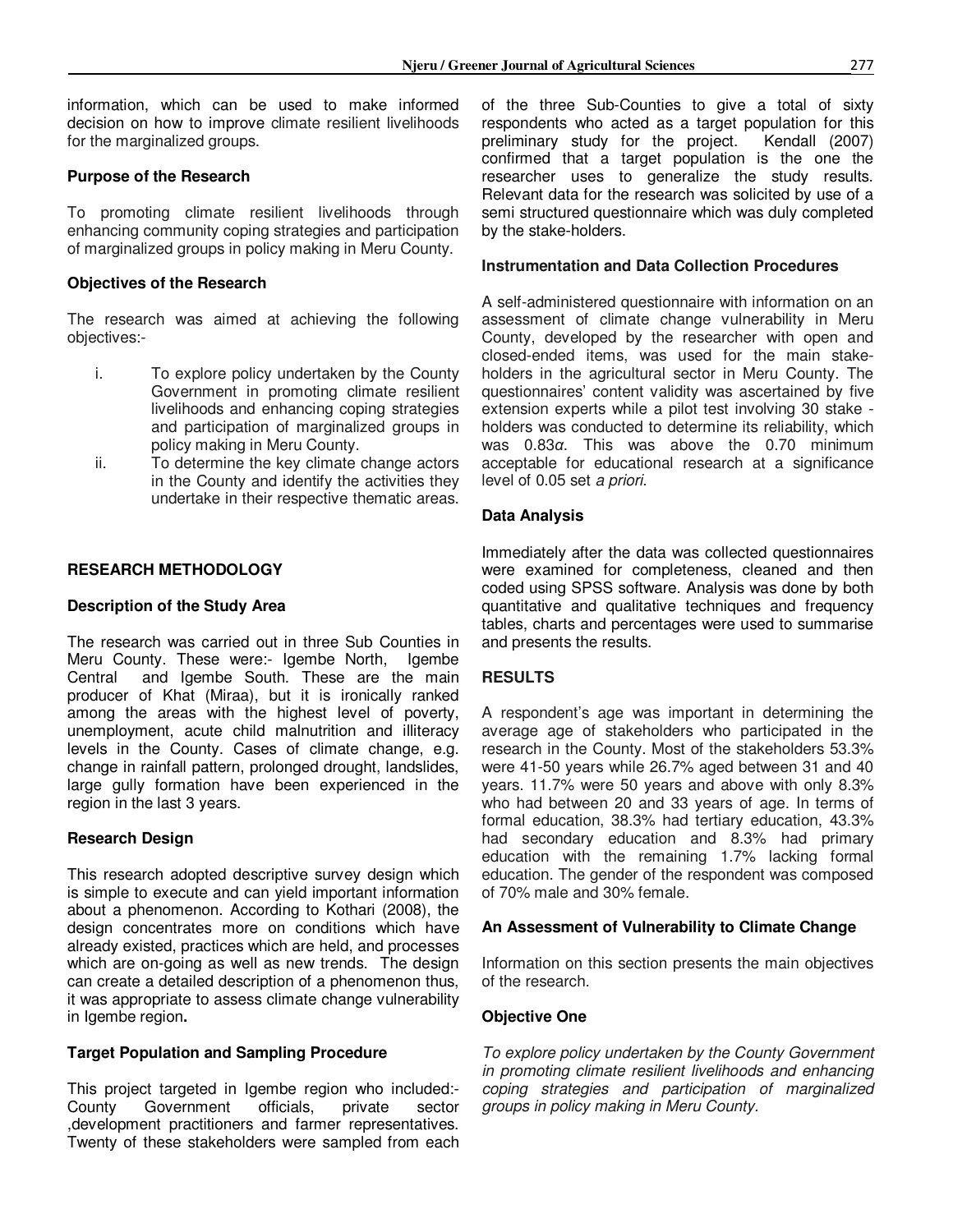information, which can be used to make informed decision on how to improve climate resilient livelihoods for the marginalized groups.

### Purpose of the Research

To promoting climate resilient livelihoods through enhancing community coping strategies and participation of marginalized groups in policy making in Meru County.

### Objectives of the Research

The research was aimed at achieving the following objectives:-

i. To explore policy undertaken by the County Government in promoting climate resilient livelihoods and enhancing coping strategies and participation of marginalized groups in policy making in Meru County.
ii. To determine the key climate change actors in the County and identify the activities they undertake in their respective thematic areas.

## RESEARCH METHODOLOGY

### Description of the Study Area

The research was carried out in three Sub Counties in Meru County. These were:- Igembe North, Igembe Central and Igembe South. These are the main producer of Khat (Miraa), but it is ironically ranked among the areas with the highest level of poverty, unemployment, acute child malnutrition and illiteracy levels in the County. Cases of climate change, e.g. change in rainfall pattern, prolonged drought, landslides, large gully formation have been experienced in the region in the last 3 years.

### Research Design

This research adopted descriptive survey design which is simple to execute and can yield important information about a phenomenon. According to Kothari (2008), the design concentrates more on conditions which have already existed, practices which are held, and processes which are on-going as well as new trends. The design can create a detailed description of a phenomenon thus, it was appropriate to assess climate change vulnerability in Igembe region**.**

### Target Population and Sampling Procedure

This project targeted in Igembe region who included:- County Government officials, private sector ,development practitioners and farmer representatives. Twenty of these stakeholders were sampled from each of the three Sub-Counties to give a total of sixty respondents who acted as a target population for this preliminary study for the project. Kendall (2007) confirmed that a target population is the one the researcher uses to generalize the study results. Relevant data for the research was solicited by use of a semi structured questionnaire which was duly completed by the stake-holders.

### Instrumentation and Data Collection Procedures

A self-administered questionnaire with information on an assessment of climate change vulnerability in Meru County, developed by the researcher with open and closed-ended items, was used for the main stake-holders in the agricultural sector in Meru County. The questionnaires' content validity was ascertained by five extension experts while a pilot test involving 30 stake - holders was conducted to determine its reliability, which was $0.83\alpha$. This was above the 0.70 minimum acceptable for educational research at a significance level of 0.05 set *a priori*.

### Data Analysis

Immediately after the data was collected questionnaires were examined for completeness, cleaned and then coded using SPSS software. Analysis was done by both quantitative and qualitative techniques and frequency tables, charts and percentages were used to summarise and presents the results.

## RESULTS

A respondent's age was important in determining the average age of stakeholders who participated in the research in the County. Most of the stakeholders 53.3% were 41-50 years while 26.7% aged between 31 and 40 years. 11.7% were 50 years and above with only 8.3% who had between 20 and 33 years of age. In terms of formal education, 38.3% had tertiary education, 43.3% had secondary education and 8.3% had primary education with the remaining 1.7% lacking formal education. The gender of the respondent was composed of 70% male and 30% female.

### An Assessment of Vulnerability to Climate Change

Information on this section presents the main objectives of the research.

### Objective One

*To explore policy undertaken by the County Government in promoting climate resilient livelihoods and enhancing coping strategies and participation of marginalized groups in policy making in Meru County.*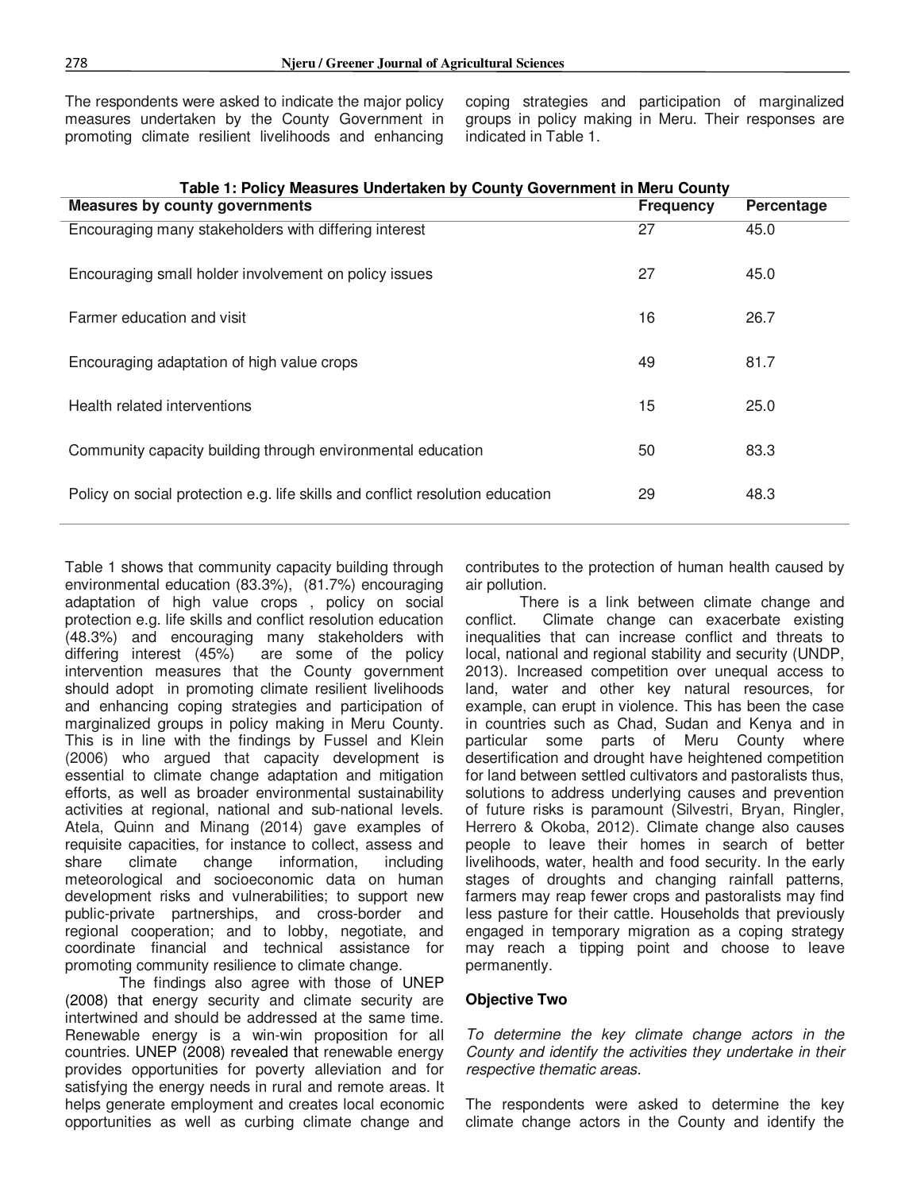The respondents were asked to indicate the major policy measures undertaken by the County Government in promoting climate resilient livelihoods and enhancing coping strategies and participation of marginalized groups in policy making in Meru. Their responses are indicated in Table 1.

**Table 1: Policy Measures Undertaken by County Government in Meru County**

| Measures by county governments | Frequency | Percentage |
|---|---|---|
| Encouraging many stakeholders with differing interest | 27 | 45.0 |
| Encouraging small holder involvement on policy issues | 27 | 45.0 |
| Farmer education and visit | 16 | 26.7 |
| Encouraging adaptation of high value crops | 49 | 81.7 |
| Health related interventions | 15 | 25.0 |
| Community capacity building through environmental education | 50 | 83.3 |
| Policy on social protection e.g. life skills and conflict resolution education | 29 | 48.3 |

Table 1 shows that community capacity building through environmental education (83.3%), (81.7%) encouraging adaptation of high value crops , policy on social protection e.g. life skills and conflict resolution education (48.3%) and encouraging many stakeholders with differing interest (45%) are some of the policy intervention measures that the County government should adopt in promoting climate resilient livelihoods and enhancing coping strategies and participation of marginalized groups in policy making in Meru County. This is in line with the findings by Fussel and Klein (2006) who argued that capacity development is essential to climate change adaptation and mitigation efforts, as well as broader environmental sustainability activities at regional, national and sub-national levels. Atela, Quinn and Minang (2014) gave examples of requisite capacities, for instance to collect, assess and share climate change information, including meteorological and socioeconomic data on human development risks and vulnerabilities; to support new public-private partnerships, and cross-border and regional cooperation; and to lobby, negotiate, and coordinate financial and technical assistance for promoting community resilience to climate change.

The findings also agree with those of UNEP (2008) that energy security and climate security are intertwined and should be addressed at the same time. Renewable energy is a win-win proposition for all countries. UNEP (2008) revealed that renewable energy provides opportunities for poverty alleviation and for satisfying the energy needs in rural and remote areas. It helps generate employment and creates local economic opportunities as well as curbing climate change and contributes to the protection of human health caused by air pollution.

There is a link between climate change and conflict. Climate change can exacerbate existing inequalities that can increase conflict and threats to local, national and regional stability and security (UNDP, 2013). Increased competition over unequal access to land, water and other key natural resources, for example, can erupt in violence. This has been the case in countries such as Chad, Sudan and Kenya and in particular some parts of Meru County where desertification and drought have heightened competition for land between settled cultivators and pastoralists thus, solutions to address underlying causes and prevention of future risks is paramount (Silvestri, Bryan, Ringler, Herrero & Okoba, 2012). Climate change also causes people to leave their homes in search of better livelihoods, water, health and food security. In the early stages of droughts and changing rainfall patterns, farmers may reap fewer crops and pastoralists may find less pasture for their cattle. Households that previously engaged in temporary migration as a coping strategy may reach a tipping point and choose to leave permanently.

**Objective Two**

*To determine the key climate change actors in the County and identify the activities they undertake in their respective thematic areas.*

The respondents were asked to determine the key climate change actors in the County and identify the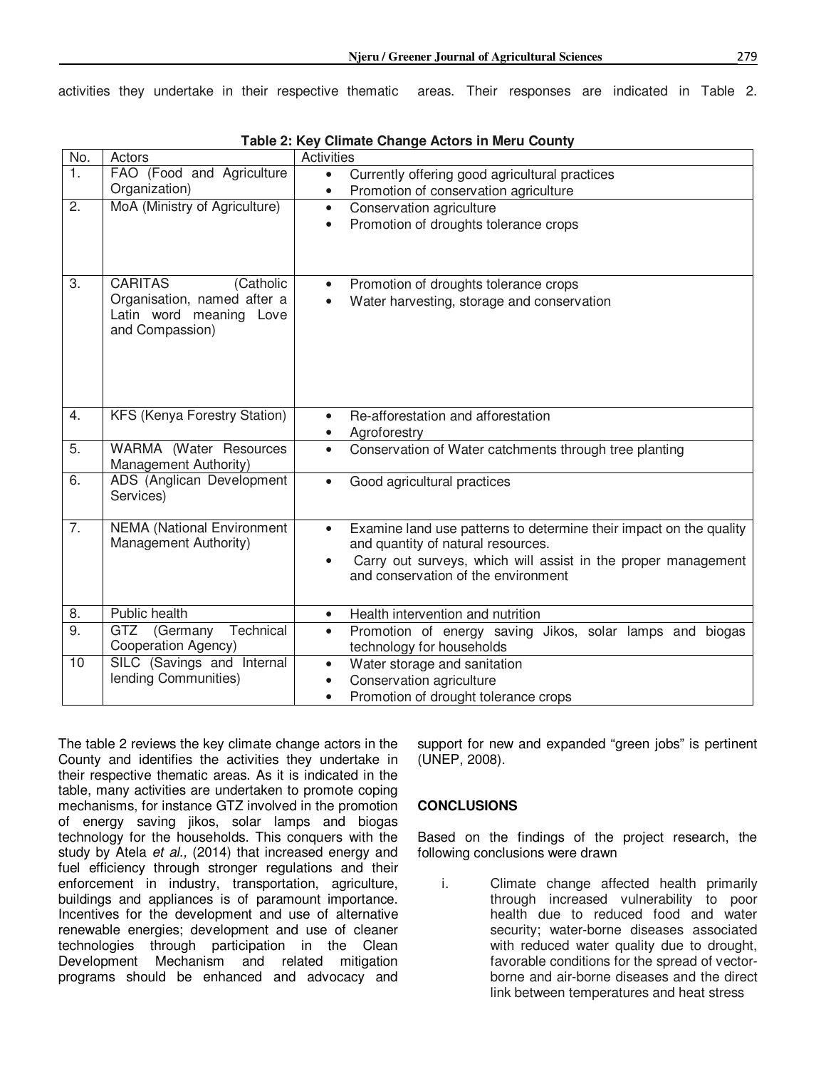activities they undertake in their respective thematic areas. Their responses are indicated in Table 2.

**Table 2: Key Climate Change Actors in Meru County**

| No. | Actors | Activities |
|---|---|---|
| 1. | FAO (Food and Agriculture Organization) | • Currently offering good agricultural practices<br>• Promotion of conservation agriculture |
| 2. | MoA (Ministry of Agriculture) | • Conservation agriculture<br>• Promotion of droughts tolerance crops |
| 3. | CARITAS (Catholic Organisation, named after a Latin word meaning Love and Compassion) | • Promotion of droughts tolerance crops<br>• Water harvesting, storage and conservation |
| 4. | KFS (Kenya Forestry Station) | • Re-afforestation and afforestation<br>• Agroforestry |
| 5. | WARMA (Water Resources Management Authority) | • Conservation of Water catchments through tree planting |
| 6. | ADS (Anglican Development Services) | • Good agricultural practices |
| 7. | NEMA (National Environment Management Authority) | • Examine land use patterns to determine their impact on the quality and quantity of natural resources.<br>• Carry out surveys, which will assist in the proper management and conservation of the environment |
| 8. | Public health | • Health intervention and nutrition |
| 9. | GTZ (Germany Technical Cooperation Agency) | • Promotion of energy saving Jikos, solar lamps and biogas technology for households |
| 10 | SILC (Savings and Internal lending Communities) | • Water storage and sanitation<br>• Conservation agriculture<br>• Promotion of drought tolerance crops |

The table 2 reviews the key climate change actors in the County and identifies the activities they undertake in their respective thematic areas. As it is indicated in the table, many activities are undertaken to promote coping mechanisms, for instance GTZ involved in the promotion of energy saving jikos, solar lamps and biogas technology for the households. This conquers with the study by Atela *et al.,* (2014) that increased energy and fuel efficiency through stronger regulations and their enforcement in industry, transportation, agriculture, buildings and appliances is of paramount importance. Incentives for the development and use of alternative renewable energies; development and use of cleaner technologies through participation in the Clean Development Mechanism and related mitigation programs should be enhanced and advocacy and support for new and expanded "green jobs" is pertinent (UNEP, 2008).

## CONCLUSIONS

Based on the findings of the project research, the following conclusions were drawn

i. Climate change affected health primarily through increased vulnerability to poor health due to reduced food and water security; water-borne diseases associated with reduced water quality due to drought, favorable conditions for the spread of vector-borne and air-borne diseases and the direct link between temperatures and heat stress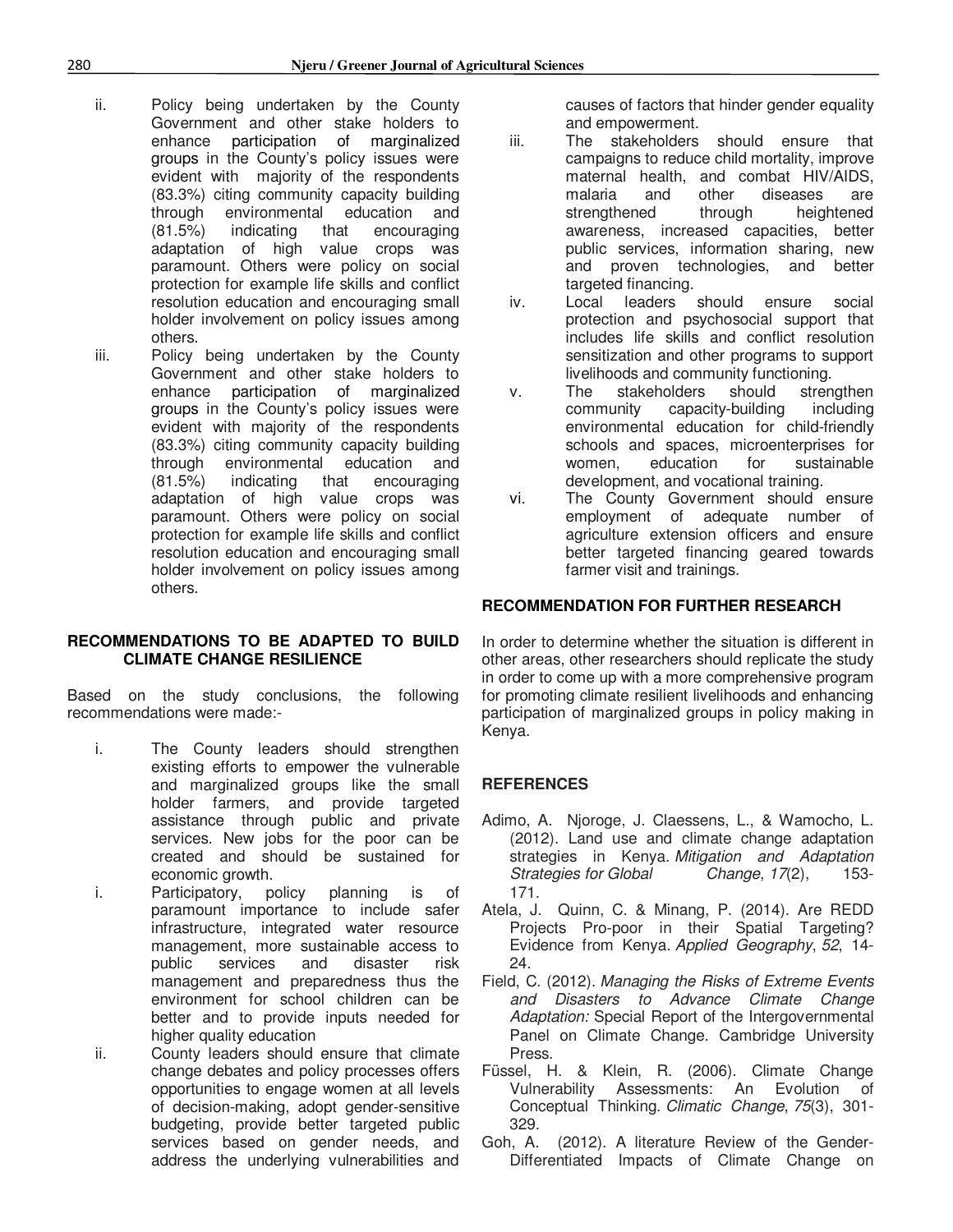ii. Policy being undertaken by the County Government and other stake holders to enhance participation of marginalized groups in the County's policy issues were evident with majority of the respondents (83.3%) citing community capacity building through environmental education and (81.5%) indicating that encouraging adaptation of high value crops was paramount. Others were policy on social protection for example life skills and conflict resolution education and encouraging small holder involvement on policy issues among others.

iii. Policy being undertaken by the County Government and other stake holders to enhance participation of marginalized groups in the County's policy issues were evident with majority of the respondents (83.3%) citing community capacity building through environmental education and (81.5%) indicating that encouraging adaptation of high value crops was paramount. Others were policy on social protection for example life skills and conflict resolution education and encouraging small holder involvement on policy issues among others.

## RECOMMENDATIONS TO BE ADAPTED TO BUILD CLIMATE CHANGE RESILIENCE

Based on the study conclusions, the following recommendations were made:-

i. The County leaders should strengthen existing efforts to empower the vulnerable and marginalized groups like the small holder farmers, and provide targeted assistance through public and private services. New jobs for the poor can be created and should be sustained for economic growth.

i. Participatory, policy planning is of paramount importance to include safer infrastructure, integrated water resource management, more sustainable access to public services and disaster risk management and preparedness thus the environment for school children can be better and to provide inputs needed for higher quality education

ii. County leaders should ensure that climate change debates and policy processes offers opportunities to engage women at all levels of decision-making, adopt gender-sensitive budgeting, provide better targeted public services based on gender needs, and address the underlying vulnerabilities and causes of factors that hinder gender equality and empowerment.

iii. The stakeholders should ensure that campaigns to reduce child mortality, improve maternal health, and combat HIV/AIDS, malaria and other diseases are strengthened through heightened awareness, increased capacities, better public services, information sharing, new and proven technologies, and better targeted financing.

iv. Local leaders should ensure social protection and psychosocial support that includes life skills and conflict resolution sensitization and other programs to support livelihoods and community functioning.

v. The stakeholders should strengthen community capacity-building including environmental education for child-friendly schools and spaces, microenterprises for women, education for sustainable development, and vocational training.

vi. The County Government should ensure employment of adequate number of agriculture extension officers and ensure better targeted financing geared towards farmer visit and trainings.

## RECOMMENDATION FOR FURTHER RESEARCH

In order to determine whether the situation is different in other areas, other researchers should replicate the study in order to come up with a more comprehensive program for promoting climate resilient livelihoods and enhancing participation of marginalized groups in policy making in Kenya.

## REFERENCES

Adimo, A. Njoroge, J. Claessens, L., & Wamocho, L. (2012). Land use and climate change adaptation strategies in Kenya. *Mitigation and Adaptation Strategies for Global Change*, *17*(2), 153-171.

Atela, J. Quinn, C. & Minang, P. (2014). Are REDD Projects Pro-poor in their Spatial Targeting? Evidence from Kenya. *Applied Geography*, *52*, 14-24.

Field, C. (2012). *Managing the Risks of Extreme Events and Disasters to Advance Climate Change Adaptation:* Special Report of the Intergovernmental Panel on Climate Change. Cambridge University Press.

Füssel, H. & Klein, R. (2006). Climate Change Vulnerability Assessments: An Evolution of Conceptual Thinking. *Climatic Change*, *75*(3), 301-329.

Goh, A. (2012). A literature Review of the Gender-Differentiated Impacts of Climate Change on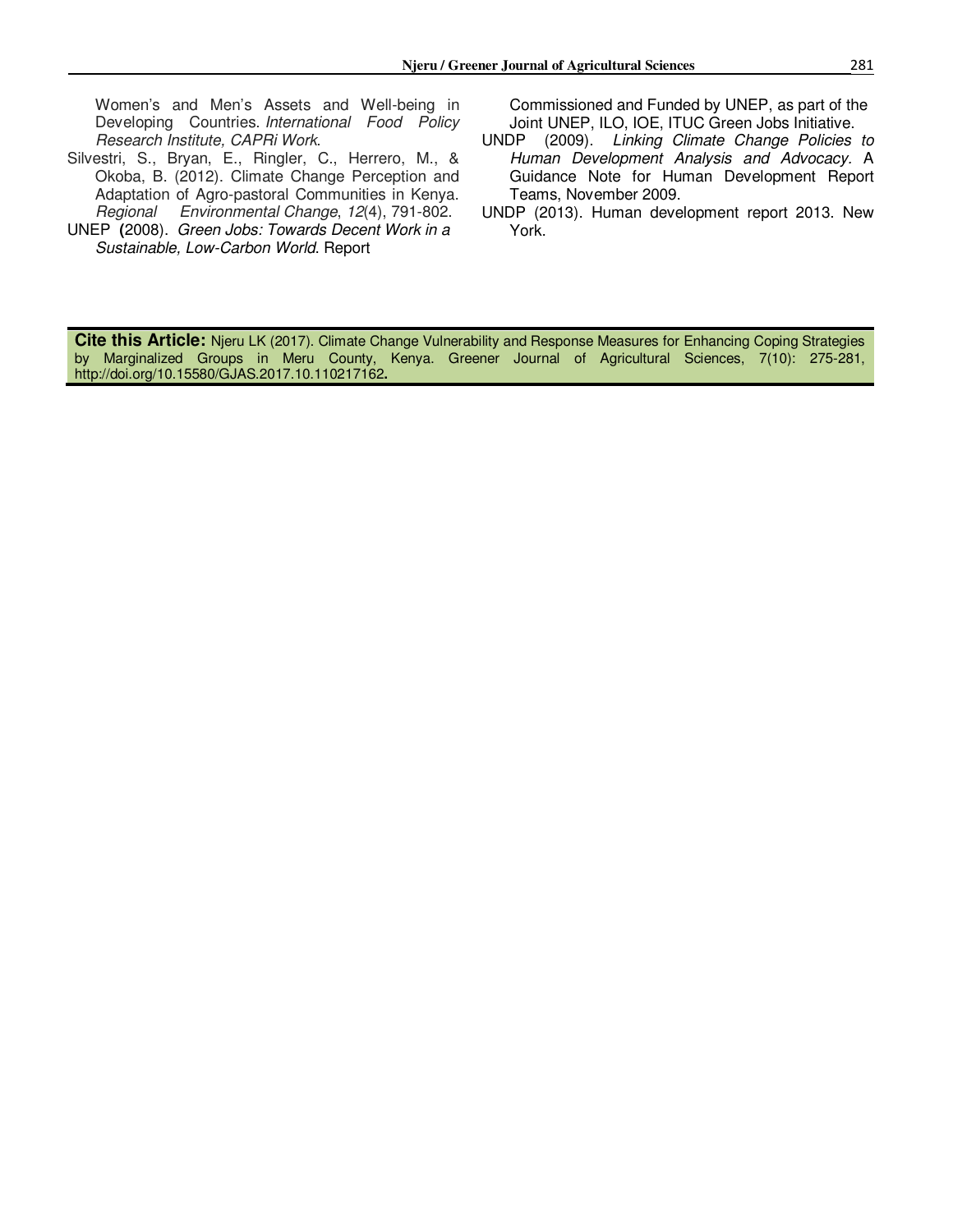Women's and Men's Assets and Well-being in Developing Countries. *International Food Policy Research Institute, CAPRi Work*.

Silvestri, S., Bryan, E., Ringler, C., Herrero, M., & Okoba, B. (2012). Climate Change Perception and Adaptation of Agro-pastoral Communities in Kenya. *Regional Environmental Change*, *12*(4), 791-802.

UNEP **(**2008). *Green Jobs: Towards Decent Work in a Sustainable, Low-Carbon World*. Report Commissioned and Funded by UNEP, as part of the Joint UNEP, ILO, IOE, ITUC Green Jobs Initiative.

UNDP (2009). *Linking Climate Change Policies to Human Development Analysis and Advocacy*. A Guidance Note for Human Development Report Teams, November 2009.

UNDP (2013). Human development report 2013. New York.

**Cite this Article:** Njeru LK (2017). Climate Change Vulnerability and Response Measures for Enhancing Coping Strategies by Marginalized Groups in Meru County, Kenya. Greener Journal of Agricultural Sciences, 7(10): 275-281, http://doi.org/10.15580/GJAS.2017.10.110217162**.**